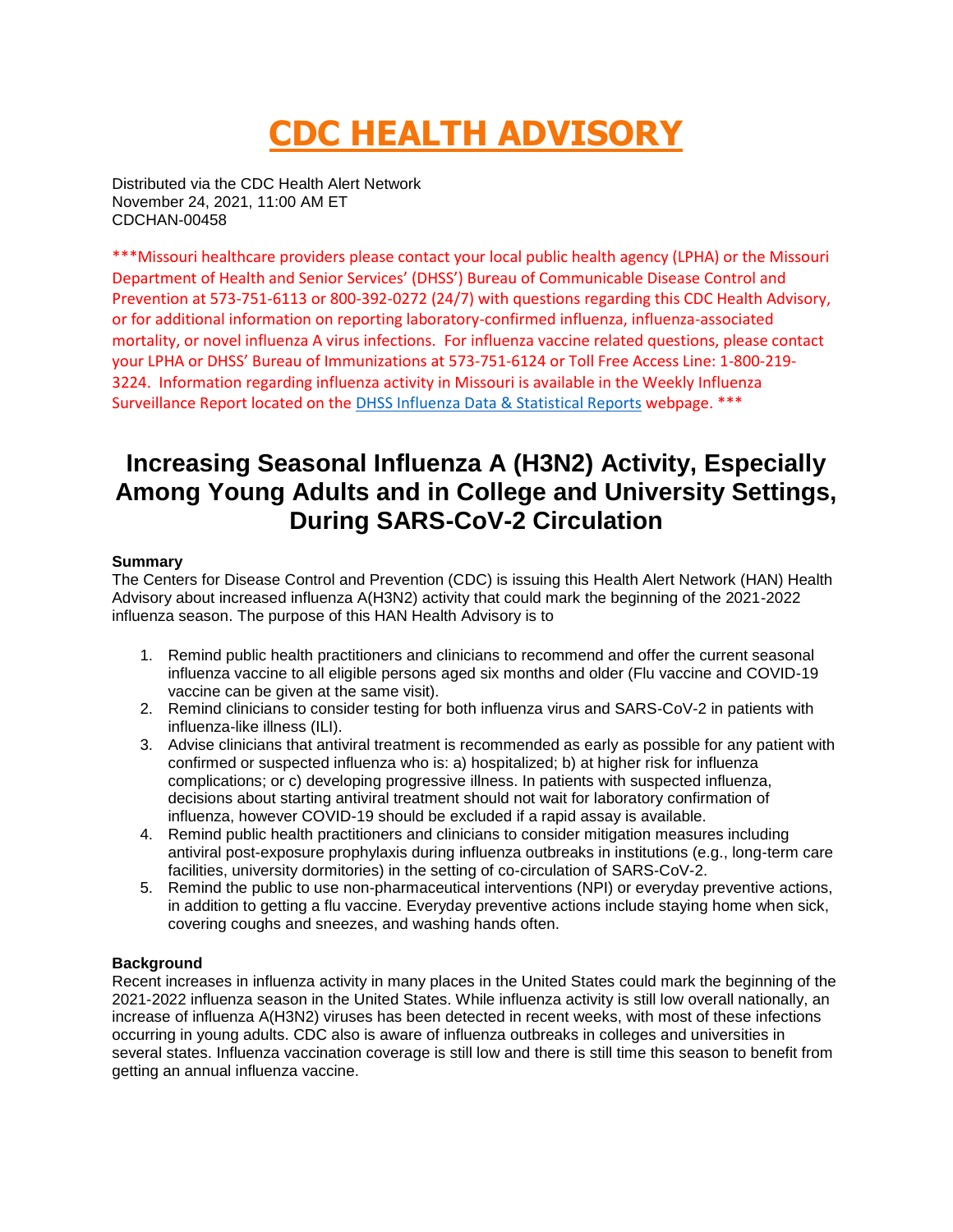# CDC HEALTH ADVISORY

Distributed via the CDC Health Alert Network
November 24, 2021, 11:00 AM ET
CDCHAN-00458

***Missouri healthcare providers please contact your local public health agency (LPHA) or the Missouri Department of Health and Senior Services' (DHSS') Bureau of Communicable Disease Control and Prevention at 573-751-6113 or 800-392-0272 (24/7) with questions regarding this CDC Health Advisory, or for additional information on reporting laboratory-confirmed influenza, influenza-associated mortality, or novel influenza A virus infections. For influenza vaccine related questions, please contact your LPHA or DHSS' Bureau of Immunizations at 573-751-6124 or Toll Free Access Line: 1-800-219-3224. Information regarding influenza activity in Missouri is available in the Weekly Influenza Surveillance Report located on the DHSS Influenza Data & Statistical Reports webpage.***

## Increasing Seasonal Influenza A (H3N2) Activity, Especially Among Young Adults and in College and University Settings, During SARS-CoV-2 Circulation

**Summary**

The Centers for Disease Control and Prevention (CDC) is issuing this Health Alert Network (HAN) Health Advisory about increased influenza A(H3N2) activity that could mark the beginning of the 2021-2022 influenza season. The purpose of this HAN Health Advisory is to

1. Remind public health practitioners and clinicians to recommend and offer the current seasonal influenza vaccine to all eligible persons aged six months and older (Flu vaccine and COVID-19 vaccine can be given at the same visit).
2. Remind clinicians to consider testing for both influenza virus and SARS-CoV-2 in patients with influenza-like illness (ILI).
3. Advise clinicians that antiviral treatment is recommended as early as possible for any patient with confirmed or suspected influenza who is: a) hospitalized; b) at higher risk for influenza complications; or c) developing progressive illness. In patients with suspected influenza, decisions about starting antiviral treatment should not wait for laboratory confirmation of influenza, however COVID-19 should be excluded if a rapid assay is available.
4. Remind public health practitioners and clinicians to consider mitigation measures including antiviral post-exposure prophylaxis during influenza outbreaks in institutions (e.g., long-term care facilities, university dormitories) in the setting of co-circulation of SARS-CoV-2.
5. Remind the public to use non-pharmaceutical interventions (NPI) or everyday preventive actions, in addition to getting a flu vaccine. Everyday preventive actions include staying home when sick, covering coughs and sneezes, and washing hands often.

**Background**

Recent increases in influenza activity in many places in the United States could mark the beginning of the 2021-2022 influenza season in the United States. While influenza activity is still low overall nationally, an increase of influenza A(H3N2) viruses has been detected in recent weeks, with most of these infections occurring in young adults. CDC also is aware of influenza outbreaks in colleges and universities in several states. Influenza vaccination coverage is still low and there is still time this season to benefit from getting an annual influenza vaccine.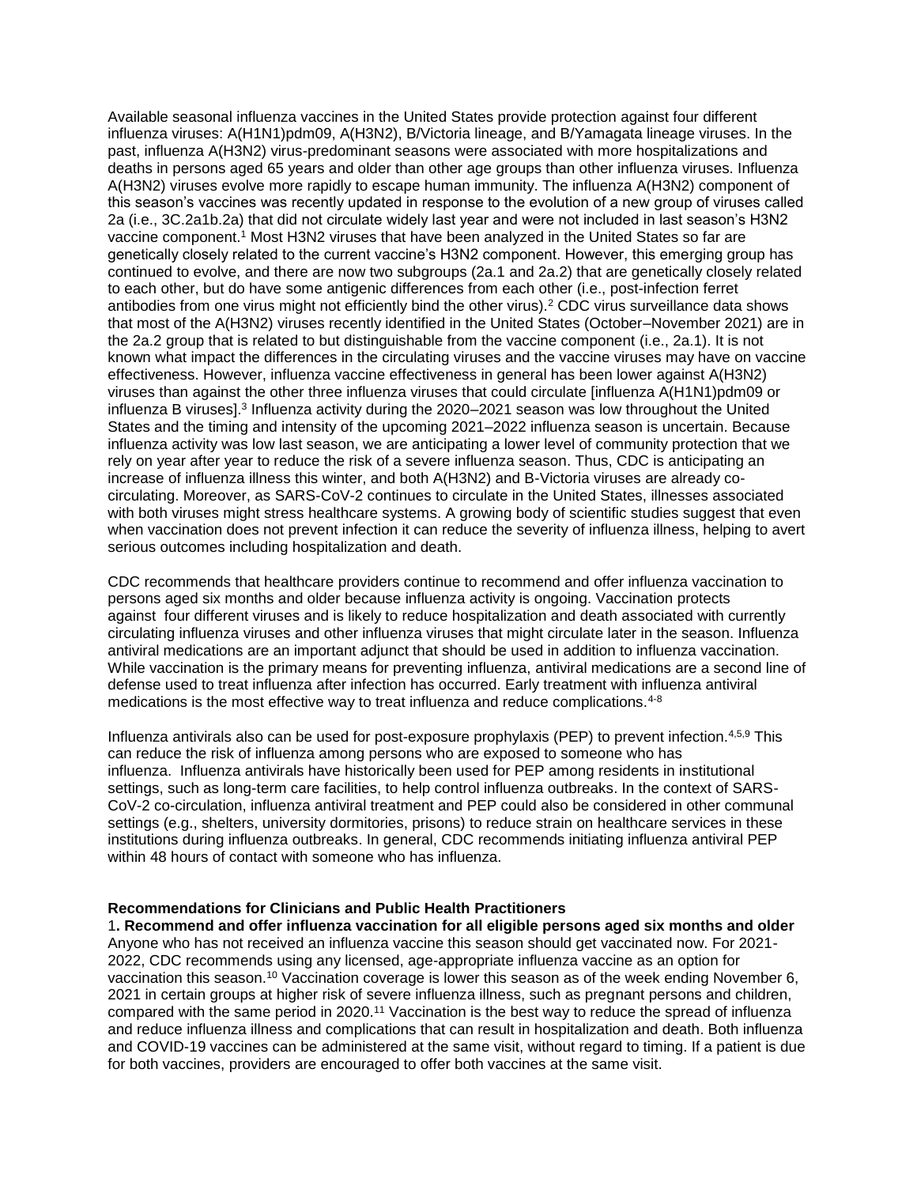Available seasonal influenza vaccines in the United States provide protection against four different influenza viruses: A(H1N1)pdm09, A(H3N2), B/Victoria lineage, and B/Yamagata lineage viruses. In the past, influenza A(H3N2) virus-predominant seasons were associated with more hospitalizations and deaths in persons aged 65 years and older than other age groups than other influenza viruses. Influenza A(H3N2) viruses evolve more rapidly to escape human immunity. The influenza A(H3N2) component of this season's vaccines was recently updated in response to the evolution of a new group of viruses called 2a (i.e., 3C.2a1b.2a) that did not circulate widely last year and were not included in last season's H3N2 vaccine component.[1] Most H3N2 viruses that have been analyzed in the United States so far are genetically closely related to the current vaccine's H3N2 component. However, this emerging group has continued to evolve, and there are now two subgroups (2a.1 and 2a.2) that are genetically closely related to each other, but do have some antigenic differences from each other (i.e., post-infection ferret antibodies from one virus might not efficiently bind the other virus).[2] CDC virus surveillance data shows that most of the A(H3N2) viruses recently identified in the United States (October–November 2021) are in the 2a.2 group that is related to but distinguishable from the vaccine component (i.e., 2a.1). It is not known what impact the differences in the circulating viruses and the vaccine viruses may have on vaccine effectiveness. However, influenza vaccine effectiveness in general has been lower against A(H3N2) viruses than against the other three influenza viruses that could circulate [influenza A(H1N1)pdm09 or influenza B viruses].[3] Influenza activity during the 2020–2021 season was low throughout the United States and the timing and intensity of the upcoming 2021–2022 influenza season is uncertain. Because influenza activity was low last season, we are anticipating a lower level of community protection that we rely on year after year to reduce the risk of a severe influenza season. Thus, CDC is anticipating an increase of influenza illness this winter, and both A(H3N2) and B-Victoria viruses are already co-circulating. Moreover, as SARS-CoV-2 continues to circulate in the United States, illnesses associated with both viruses might stress healthcare systems. A growing body of scientific studies suggest that even when vaccination does not prevent infection it can reduce the severity of influenza illness, helping to avert serious outcomes including hospitalization and death.

CDC recommends that healthcare providers continue to recommend and offer influenza vaccination to persons aged six months and older because influenza activity is ongoing. Vaccination protects against four different viruses and is likely to reduce hospitalization and death associated with currently circulating influenza viruses and other influenza viruses that might circulate later in the season. Influenza antiviral medications are an important adjunct that should be used in addition to influenza vaccination. While vaccination is the primary means for preventing influenza, antiviral medications are a second line of defense used to treat influenza after infection has occurred. Early treatment with influenza antiviral medications is the most effective way to treat influenza and reduce complications.[4-8]

Influenza antivirals also can be used for post-exposure prophylaxis (PEP) to prevent infection.[4,5,9] This can reduce the risk of influenza among persons who are exposed to someone who has influenza. Influenza antivirals have historically been used for PEP among residents in institutional settings, such as long-term care facilities, to help control influenza outbreaks. In the context of SARS-CoV-2 co-circulation, influenza antiviral treatment and PEP could also be considered in other communal settings (e.g., shelters, university dormitories, prisons) to reduce strain on healthcare services in these institutions during influenza outbreaks. In general, CDC recommends initiating influenza antiviral PEP within 48 hours of contact with someone who has influenza.

**Recommendations for Clinicians and Public Health Practitioners**

1**. Recommend and offer influenza vaccination for all eligible persons aged six months and older**

Anyone who has not received an influenza vaccine this season should get vaccinated now. For 2021-2022, CDC recommends using any licensed, age-appropriate influenza vaccine as an option for vaccination this season.[10] Vaccination coverage is lower this season as of the week ending November 6, 2021 in certain groups at higher risk of severe influenza illness, such as pregnant persons and children, compared with the same period in 2020.[11] Vaccination is the best way to reduce the spread of influenza and reduce influenza illness and complications that can result in hospitalization and death. Both influenza and COVID-19 vaccines can be administered at the same visit, without regard to timing. If a patient is due for both vaccines, providers are encouraged to offer both vaccines at the same visit.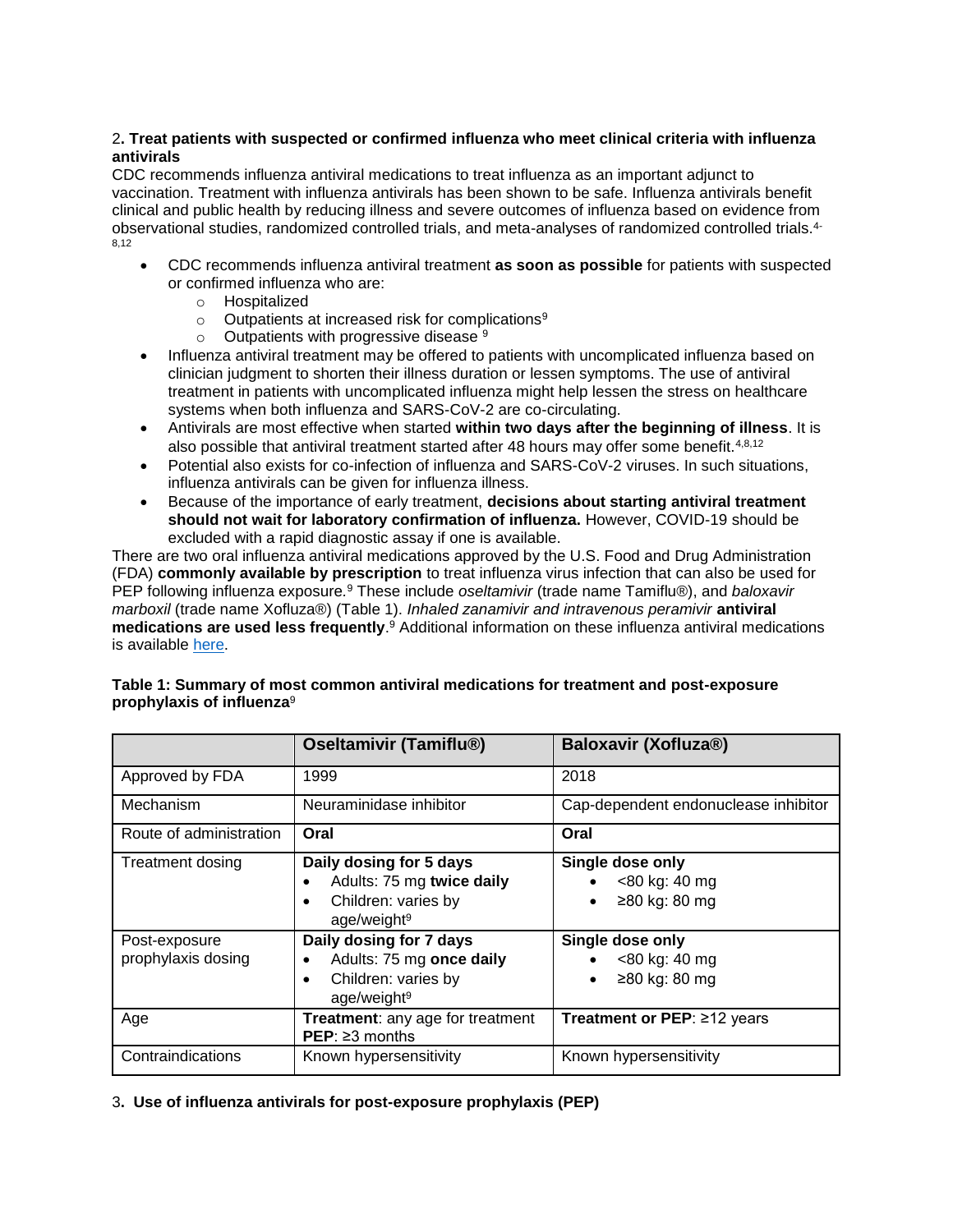2**. Treat patients with suspected or confirmed influenza who meet clinical criteria with influenza antivirals**

CDC recommends influenza antiviral medications to treat influenza as an important adjunct to vaccination. Treatment with influenza antivirals has been shown to be safe. Influenza antivirals benefit clinical and public health by reducing illness and severe outcomes of influenza based on evidence from observational studies, randomized controlled trials, and meta-analyses of randomized controlled trials.[4-8,12]

- CDC recommends influenza antiviral treatment **as soon as possible** for patients with suspected or confirmed influenza who are:
  - Hospitalized
  - Outpatients at increased risk for complications[9]
  - Outpatients with progressive disease [9]
- Influenza antiviral treatment may be offered to patients with uncomplicated influenza based on clinician judgment to shorten their illness duration or lessen symptoms. The use of antiviral treatment in patients with uncomplicated influenza might help lessen the stress on healthcare systems when both influenza and SARS-CoV-2 are co-circulating.
- Antivirals are most effective when started **within two days after the beginning of illness**. It is also possible that antiviral treatment started after 48 hours may offer some benefit.[4,8,12]
- Potential also exists for co-infection of influenza and SARS-CoV-2 viruses. In such situations, influenza antivirals can be given for influenza illness.
- Because of the importance of early treatment, **decisions about starting antiviral treatment should not wait for laboratory confirmation of influenza.** However, COVID-19 should be excluded with a rapid diagnostic assay if one is available.

There are two oral influenza antiviral medications approved by the U.S. Food and Drug Administration (FDA) **commonly available by prescription** to treat influenza virus infection that can also be used for PEP following influenza exposure.[9] These include *oseltamivir* (trade name Tamiflu®), and *baloxavir marboxil* (trade name Xofluza®) (Table 1). *Inhaled zanamivir and intravenous peramivir* **antiviral medications are used less frequently**.[9] Additional information on these influenza antiviral medications is available here.

**Table 1: Summary of most common antiviral medications for treatment and post-exposure prophylaxis of influenza**[9]

| | **Oseltamivir (Tamiflu®)** | **Baloxavir (Xofluza®)** |
|---|---|---|
| Approved by FDA | 1999 | 2018 |
| Mechanism | Neuraminidase inhibitor | Cap-dependent endonuclease inhibitor |
| Route of administration | **Oral** | **Oral** |
| Treatment dosing | **Daily dosing for 5 days**<br>• Adults: 75 mg **twice daily**<br>• Children: varies by age/weight[9] | **Single dose only**<br>• <80 kg: 40 mg<br>• ≥80 kg: 80 mg |
| Post-exposure prophylaxis dosing | **Daily dosing for 7 days**<br>• Adults: 75 mg **once daily**<br>• Children: varies by age/weight[9] | **Single dose only**<br>• <80 kg: 40 mg<br>• ≥80 kg: 80 mg |
| Age | **Treatment**: any age for treatment<br>**PEP**: ≥3 months | **Treatment or PEP**: ≥12 years |
| Contraindications | Known hypersensitivity | Known hypersensitivity |

3**. Use of influenza antivirals for post-exposure prophylaxis (PEP)**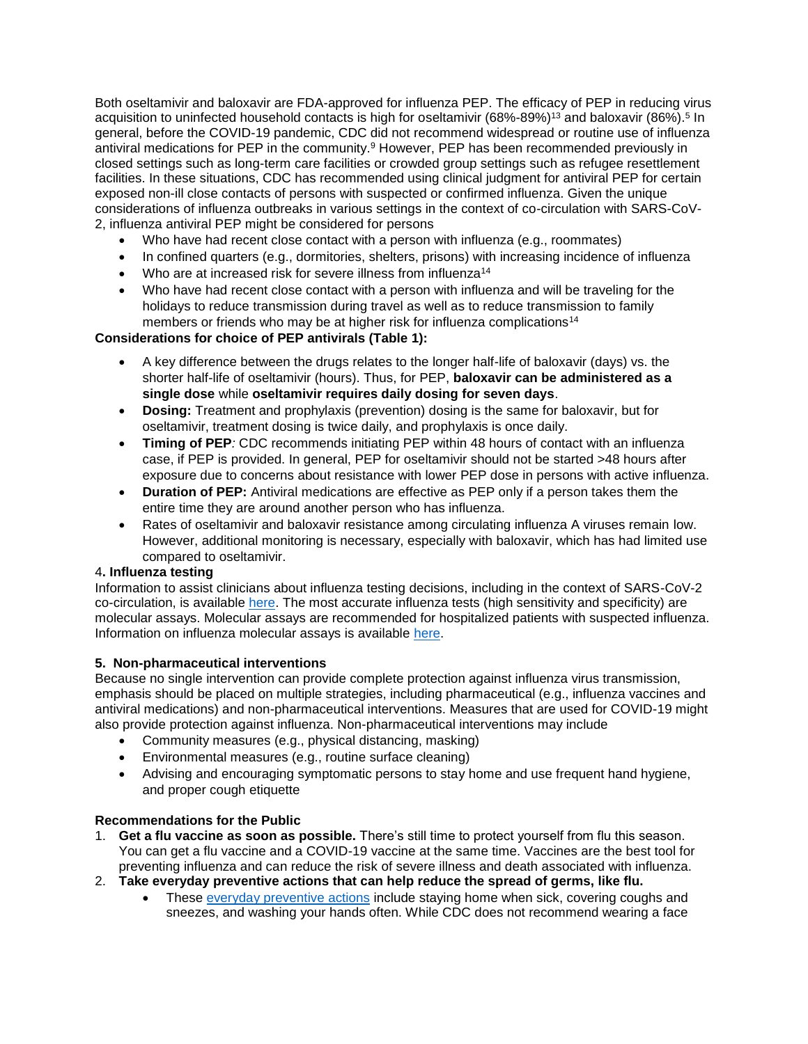Both oseltamivir and baloxavir are FDA-approved for influenza PEP. The efficacy of PEP in reducing virus acquisition to uninfected household contacts is high for oseltamivir (68%-89%)[13] and baloxavir (86%).[5] In general, before the COVID-19 pandemic, CDC did not recommend widespread or routine use of influenza antiviral medications for PEP in the community.[9] However, PEP has been recommended previously in closed settings such as long-term care facilities or crowded group settings such as refugee resettlement facilities. In these situations, CDC has recommended using clinical judgment for antiviral PEP for certain exposed non-ill close contacts of persons with suspected or confirmed influenza. Given the unique considerations of influenza outbreaks in various settings in the context of co-circulation with SARS-CoV-2, influenza antiviral PEP might be considered for persons

- Who have had recent close contact with a person with influenza (e.g., roommates)
- In confined quarters (e.g., dormitories, shelters, prisons) with increasing incidence of influenza
- Who are at increased risk for severe illness from influenza[14]
- Who have had recent close contact with a person with influenza and will be traveling for the holidays to reduce transmission during travel as well as to reduce transmission to family members or friends who may be at higher risk for influenza complications[14]

**Considerations for choice of PEP antivirals (Table 1):**

- A key difference between the drugs relates to the longer half-life of baloxavir (days) vs. the shorter half-life of oseltamivir (hours). Thus, for PEP, **baloxavir can be administered as a single dose** while **oseltamivir requires daily dosing for seven days**.
- **Dosing:** Treatment and prophylaxis (prevention) dosing is the same for baloxavir, but for oseltamivir, treatment dosing is twice daily, and prophylaxis is once daily.
- **Timing of PEP***:* CDC recommends initiating PEP within 48 hours of contact with an influenza case, if PEP is provided. In general, PEP for oseltamivir should not be started >48 hours after exposure due to concerns about resistance with lower PEP dose in persons with active influenza.
- **Duration of PEP:** Antiviral medications are effective as PEP only if a person takes them the entire time they are around another person who has influenza.
- Rates of oseltamivir and baloxavir resistance among circulating influenza A viruses remain low. However, additional monitoring is necessary, especially with baloxavir, which has had limited use compared to oseltamivir.

### 4. Influenza testing

Information to assist clinicians about influenza testing decisions, including in the context of SARS-CoV-2 co-circulation, is available [here](). The most accurate influenza tests (high sensitivity and specificity) are molecular assays. Molecular assays are recommended for hospitalized patients with suspected influenza. Information on influenza molecular assays is available [here]().

### 5. Non-pharmaceutical interventions

Because no single intervention can provide complete protection against influenza virus transmission, emphasis should be placed on multiple strategies, including pharmaceutical (e.g., influenza vaccines and antiviral medications) and non-pharmaceutical interventions. Measures that are used for COVID-19 might also provide protection against influenza. Non-pharmaceutical interventions may include

- Community measures (e.g., physical distancing, masking)
- Environmental measures (e.g., routine surface cleaning)
- Advising and encouraging symptomatic persons to stay home and use frequent hand hygiene, and proper cough etiquette

### Recommendations for the Public

1. **Get a flu vaccine as soon as possible.** There's still time to protect yourself from flu this season. You can get a flu vaccine and a COVID-19 vaccine at the same time. Vaccines are the best tool for preventing influenza and can reduce the risk of severe illness and death associated with influenza.
2. **Take everyday preventive actions that can help reduce the spread of germs, like flu.**
   - These [everyday preventive actions]() include staying home when sick, covering coughs and sneezes, and washing your hands often. While CDC does not recommend wearing a face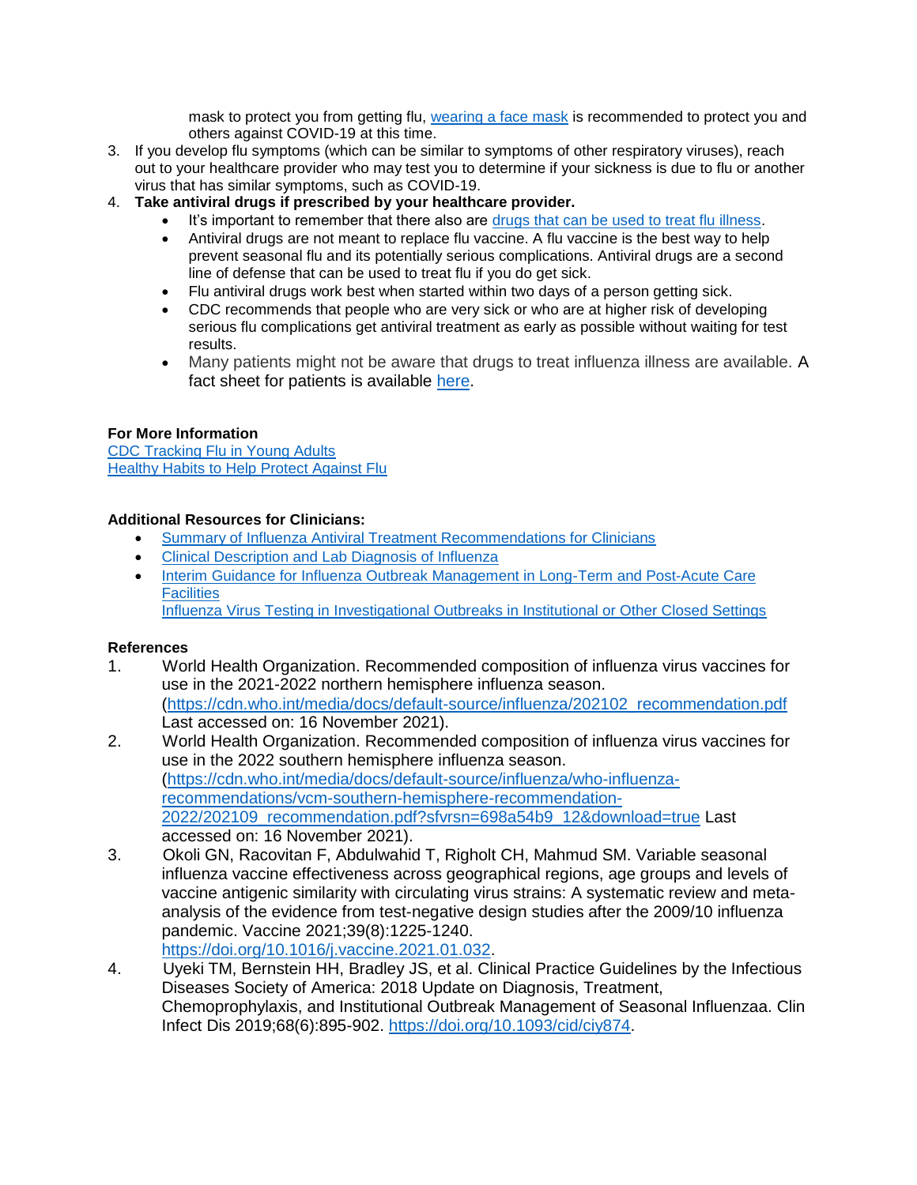mask to protect you from getting flu, wearing a face mask is recommended to protect you and others against COVID-19 at this time.

3. If you develop flu symptoms (which can be similar to symptoms of other respiratory viruses), reach out to your healthcare provider who may test you to determine if your sickness is due to flu or another virus that has similar symptoms, such as COVID-19.
4. **Take antiviral drugs if prescribed by your healthcare provider.**
   - It's important to remember that there also are drugs that can be used to treat flu illness.
   - Antiviral drugs are not meant to replace flu vaccine. A flu vaccine is the best way to help prevent seasonal flu and its potentially serious complications. Antiviral drugs are a second line of defense that can be used to treat flu if you do get sick.
   - Flu antiviral drugs work best when started within two days of a person getting sick.
   - CDC recommends that people who are very sick or who are at higher risk of developing serious flu complications get antiviral treatment as early as possible without waiting for test results.
   - Many patients might not be aware that drugs to treat influenza illness are available. A fact sheet for patients is available here.

**For More Information**

CDC Tracking Flu in Young Adults
Healthy Habits to Help Protect Against Flu

**Additional Resources for Clinicians:**

- Summary of Influenza Antiviral Treatment Recommendations for Clinicians
- Clinical Description and Lab Diagnosis of Influenza
- Interim Guidance for Influenza Outbreak Management in Long-Term and Post-Acute Care Facilities
  Influenza Virus Testing in Investigational Outbreaks in Institutional or Other Closed Settings

**References**

1. World Health Organization. Recommended composition of influenza virus vaccines for use in the 2021-2022 northern hemisphere influenza season. (https://cdn.who.int/media/docs/default-source/influenza/202102_recommendation.pdf Last accessed on: 16 November 2021).
2. World Health Organization. Recommended composition of influenza virus vaccines for use in the 2022 southern hemisphere influenza season. (https://cdn.who.int/media/docs/default-source/influenza/who-influenza-recommendations/vcm-southern-hemisphere-recommendation-2022/202109_recommendation.pdf?sfvrsn=698a54b9_12&download=true Last accessed on: 16 November 2021).
3. Okoli GN, Racovitan F, Abdulwahid T, Righolt CH, Mahmud SM. Variable seasonal influenza vaccine effectiveness across geographical regions, age groups and levels of vaccine antigenic similarity with circulating virus strains: A systematic review and meta-analysis of the evidence from test-negative design studies after the 2009/10 influenza pandemic. Vaccine 2021;39(8):1225-1240. https://doi.org/10.1016/j.vaccine.2021.01.032.
4. Uyeki TM, Bernstein HH, Bradley JS, et al. Clinical Practice Guidelines by the Infectious Diseases Society of America: 2018 Update on Diagnosis, Treatment, Chemoprophylaxis, and Institutional Outbreak Management of Seasonal Influenzaa. Clin Infect Dis 2019;68(6):895-902. https://doi.org/10.1093/cid/ciy874.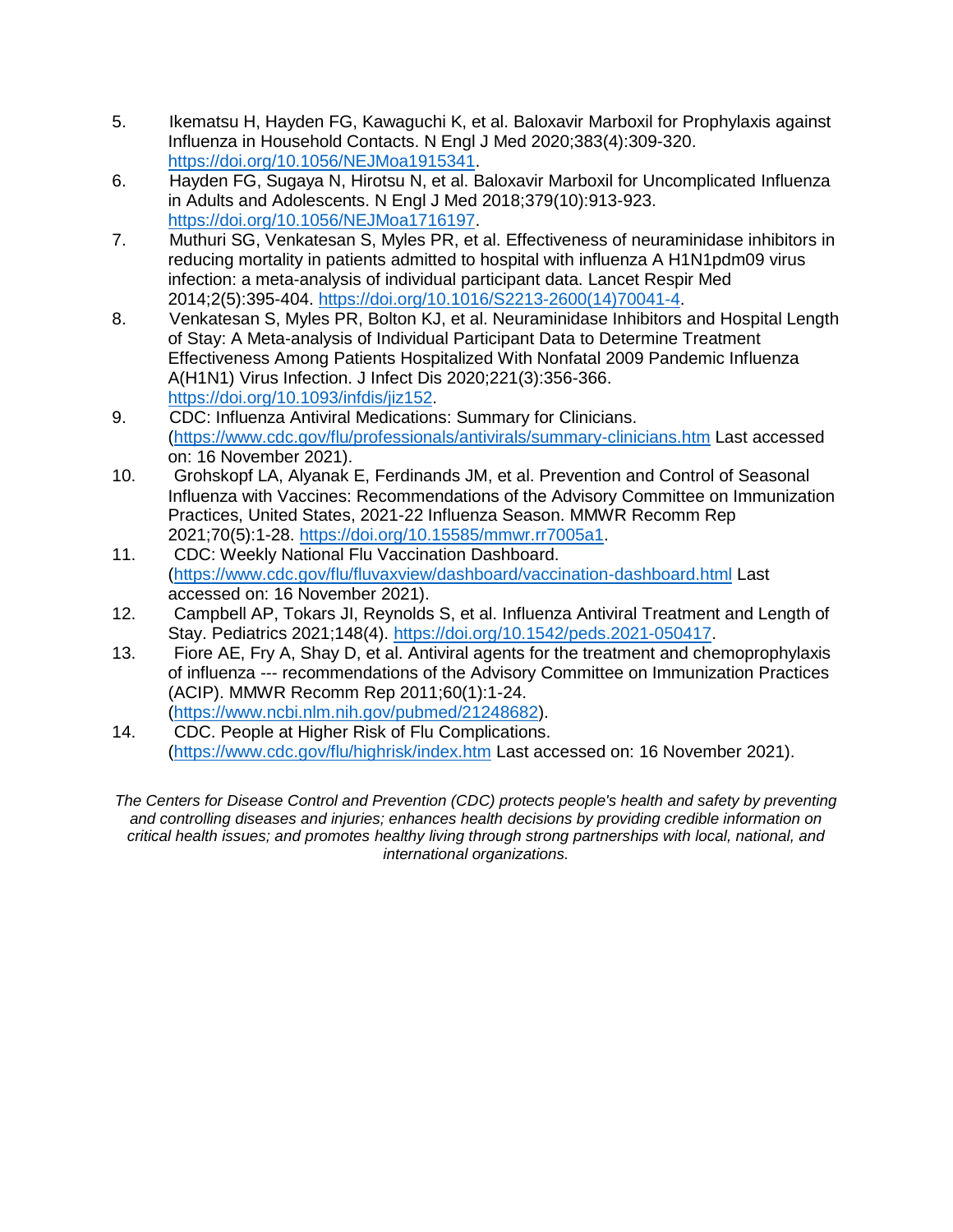5. Ikematsu H, Hayden FG, Kawaguchi K, et al. Baloxavir Marboxil for Prophylaxis against Influenza in Household Contacts. N Engl J Med 2020;383(4):309-320. https://doi.org/10.1056/NEJMoa1915341.
6. Hayden FG, Sugaya N, Hirotsu N, et al. Baloxavir Marboxil for Uncomplicated Influenza in Adults and Adolescents. N Engl J Med 2018;379(10):913-923. https://doi.org/10.1056/NEJMoa1716197.
7. Muthuri SG, Venkatesan S, Myles PR, et al. Effectiveness of neuraminidase inhibitors in reducing mortality in patients admitted to hospital with influenza A H1N1pdm09 virus infection: a meta-analysis of individual participant data. Lancet Respir Med 2014;2(5):395-404. https://doi.org/10.1016/S2213-2600(14)70041-4.
8. Venkatesan S, Myles PR, Bolton KJ, et al. Neuraminidase Inhibitors and Hospital Length of Stay: A Meta-analysis of Individual Participant Data to Determine Treatment Effectiveness Among Patients Hospitalized With Nonfatal 2009 Pandemic Influenza A(H1N1) Virus Infection. J Infect Dis 2020;221(3):356-366. https://doi.org/10.1093/infdis/jiz152.
9. CDC: Influenza Antiviral Medications: Summary for Clinicians. (https://www.cdc.gov/flu/professionals/antivirals/summary-clinicians.htm Last accessed on: 16 November 2021).
10. Grohskopf LA, Alyanak E, Ferdinands JM, et al. Prevention and Control of Seasonal Influenza with Vaccines: Recommendations of the Advisory Committee on Immunization Practices, United States, 2021-22 Influenza Season. MMWR Recomm Rep 2021;70(5):1-28. https://doi.org/10.15585/mmwr.rr7005a1.
11. CDC: Weekly National Flu Vaccination Dashboard. (https://www.cdc.gov/flu/fluvaxview/dashboard/vaccination-dashboard.html Last accessed on: 16 November 2021).
12. Campbell AP, Tokars JI, Reynolds S, et al. Influenza Antiviral Treatment and Length of Stay. Pediatrics 2021;148(4). https://doi.org/10.1542/peds.2021-050417.
13. Fiore AE, Fry A, Shay D, et al. Antiviral agents for the treatment and chemoprophylaxis of influenza --- recommendations of the Advisory Committee on Immunization Practices (ACIP). MMWR Recomm Rep 2011;60(1):1-24. (https://www.ncbi.nlm.nih.gov/pubmed/21248682).
14. CDC. People at Higher Risk of Flu Complications. (https://www.cdc.gov/flu/highrisk/index.htm Last accessed on: 16 November 2021).

*The Centers for Disease Control and Prevention (CDC) protects people's health and safety by preventing and controlling diseases and injuries; enhances health decisions by providing credible information on critical health issues; and promotes healthy living through strong partnerships with local, national, and international organizations.*